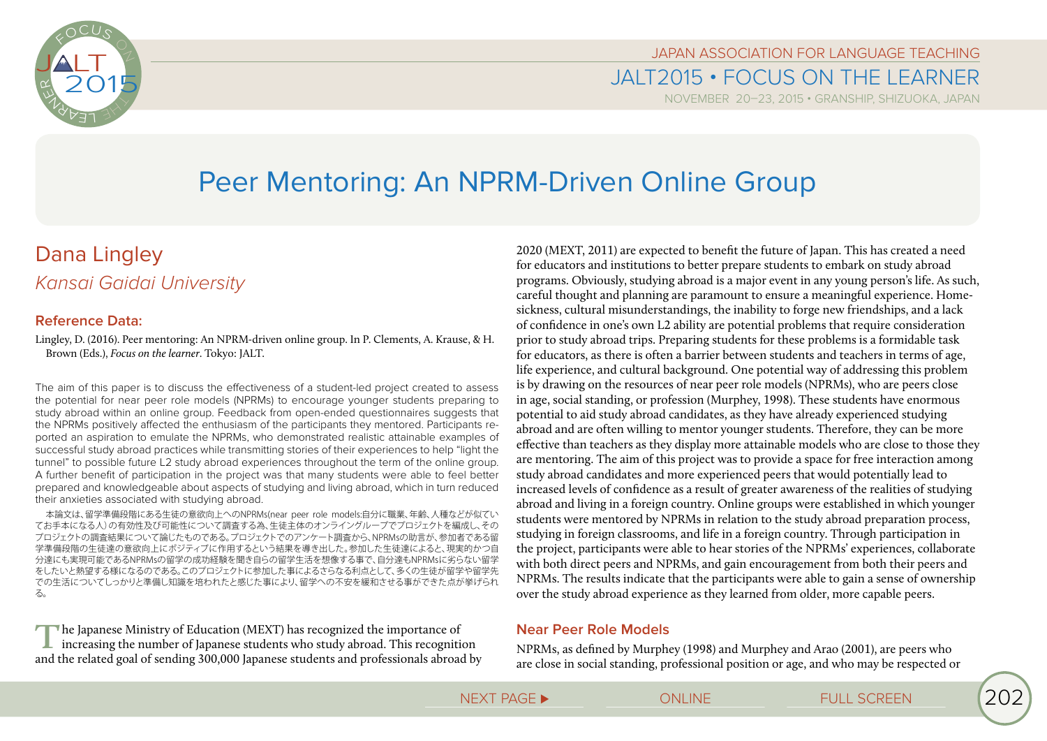# Peer Mentoring: An NPRM-Driven Online Group

## Dana Lingley

*Kansai Gaidai University*

### Reference Data:

Lingley, D. (2016). Peer mentoring: An NPRM-driven online group. In P. Clements, A. Krause, & H. Brown (Eds.), *Focus on the learner*. Tokyo: JALT.

The aim of this paper is to discuss the effectiveness of a student-led project created to assess the potential for near peer role models (NPRMs) to encourage younger students preparing to study abroad within an online group. Feedback from open-ended questionnaires suggests that the NPRMs positively affected the enthusiasm of the participants they mentored. Participants reported an aspiration to emulate the NPRMs, who demonstrated realistic attainable examples of successful study abroad practices while transmitting stories of their experiences to help "light the tunnel" to possible future L2 study abroad experiences throughout the term of the online group. A further benefit of participation in the project was that many students were able to feel better prepared and knowledgeable about aspects of studying and living abroad, which in turn reduced their anxieties associated with studying abroad.

本論文は、留学準備段階にある生徒の意欲向上へのNPRMs(near peer role models:自分に職業、年齢、人種などが似ていてお手本になる人)の有効性及び可能性について調査する為、生徒主体のオンライングループでプロジェクトを編成し、そのプロジェクトの調査結果について論じたものである。プロジェクトでのアンケート調査から、NPRMsの助言が、参加者である留学準備段階の生徒達の意欲向上にポジティブに作用するという結果を導き出した。参加した生徒達によると、現実的かつ自分達にも実現可能であるNPRMsの留学の成功経験を聞き自らの留学生活を想像する事で、自分達もNPRMsに劣らない留学をしたいと熱望する様になるのである。このプロジェクトに参加した事によるさらなる利点として、多くの生徒が留学や留学先での生活についてしっかりと準備し知識を培われたと感じた事により、留学への不安を緩和させる事ができた点が挙げられる。

The Japanese Ministry of Education (MEXT) has recognized the importance of increasing the number of Japanese students who study abroad. This recognition and the related goal of sending 300,000 Japanese students and professionals abroad by 2020 (MEXT, 2011) are expected to benefit the future of Japan. This has created a need for educators and institutions to better prepare students to embark on study abroad programs. Obviously, studying abroad is a major event in any young person's life. As such, careful thought and planning are paramount to ensure a meaningful experience. Homesickness, cultural misunderstandings, the inability to forge new friendships, and a lack of confidence in one's own L2 ability are potential problems that require consideration prior to study abroad trips. Preparing students for these problems is a formidable task for educators, as there is often a barrier between students and teachers in terms of age, life experience, and cultural background. One potential way of addressing this problem is by drawing on the resources of near peer role models (NPRMs), who are peers close in age, social standing, or profession (Murphey, 1998). These students have enormous potential to aid study abroad candidates, as they have already experienced studying abroad and are often willing to mentor younger students. Therefore, they can be more effective than teachers as they display more attainable models who are close to those they are mentoring. The aim of this project was to provide a space for free interaction among study abroad candidates and more experienced peers that would potentially lead to increased levels of confidence as a result of greater awareness of the realities of studying abroad and living in a foreign country. Online groups were established in which younger students were mentored by NPRMs in relation to the study abroad preparation process, studying in foreign classrooms, and life in a foreign country. Through participation in the project, participants were able to hear stories of the NPRMs' experiences, collaborate with both direct peers and NPRMs, and gain encouragement from both their peers and NPRMs. The results indicate that the participants were able to gain a sense of ownership over the study abroad experience as they learned from older, more capable peers.

### Near Peer Role Models

NPRMs, as defined by Murphey (1998) and Murphey and Arao (2001), are peers who are close in social standing, professional position or age, and who may be respected or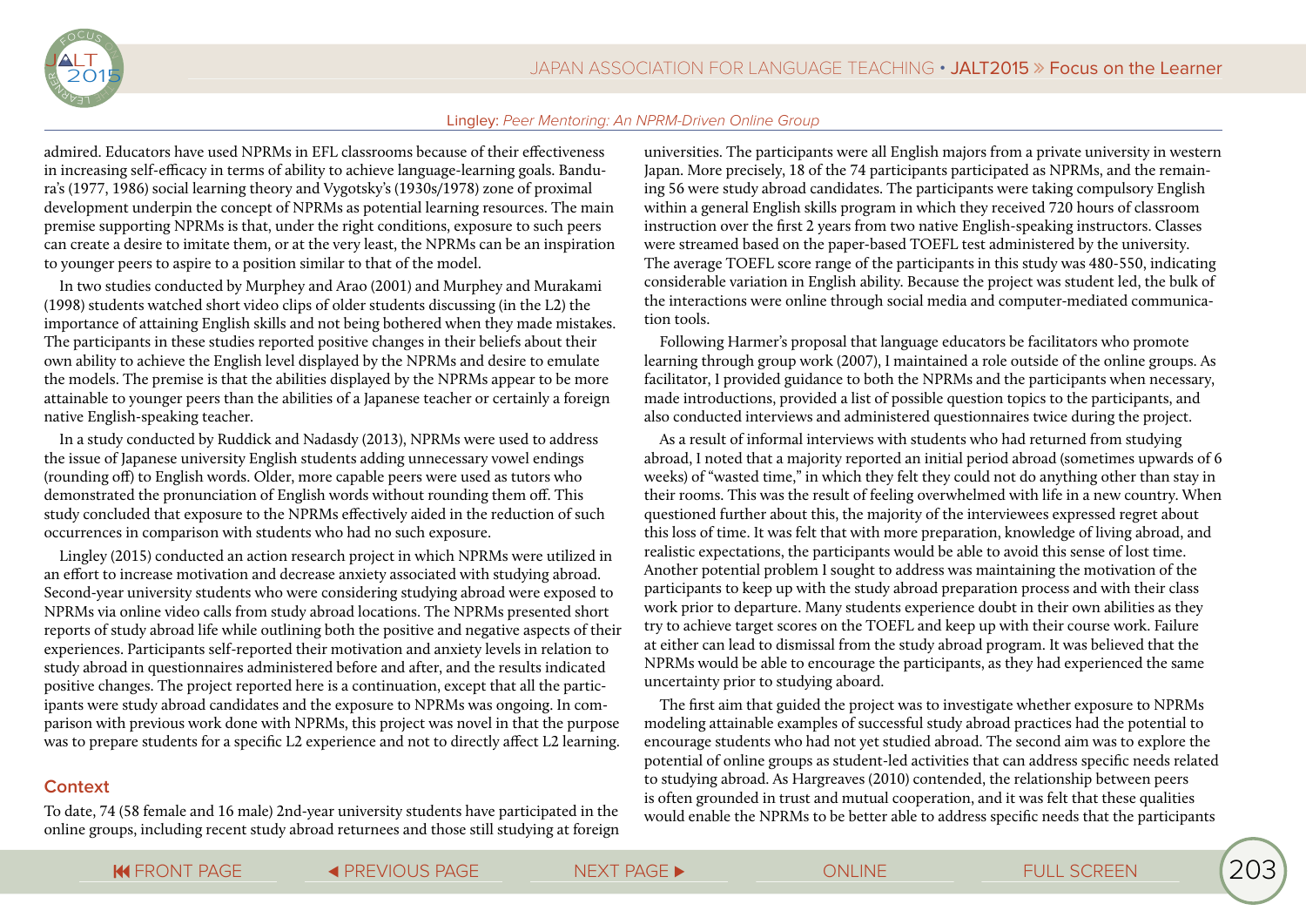admired. Educators have used NPRMs in EFL classrooms because of their effectiveness in increasing self-efficacy in terms of ability to achieve language-learning goals. Bandura's (1977, 1986) social learning theory and Vygotsky's (1930s/1978) zone of proximal development underpin the concept of NPRMs as potential learning resources. The main premise supporting NPRMs is that, under the right conditions, exposure to such peers can create a desire to imitate them, or at the very least, the NPRMs can be an inspiration to younger peers to aspire to a position similar to that of the model.

In two studies conducted by Murphey and Arao (2001) and Murphey and Murakami (1998) students watched short video clips of older students discussing (in the L2) the importance of attaining English skills and not being bothered when they made mistakes. The participants in these studies reported positive changes in their beliefs about their own ability to achieve the English level displayed by the NPRMs and desire to emulate the models. The premise is that the abilities displayed by the NPRMs appear to be more attainable to younger peers than the abilities of a Japanese teacher or certainly a foreign native English-speaking teacher.

In a study conducted by Ruddick and Nadasdy (2013), NPRMs were used to address the issue of Japanese university English students adding unnecessary vowel endings (rounding off) to English words. Older, more capable peers were used as tutors who demonstrated the pronunciation of English words without rounding them off. This study concluded that exposure to the NPRMs effectively aided in the reduction of such occurrences in comparison with students who had no such exposure.

Lingley (2015) conducted an action research project in which NPRMs were utilized in an effort to increase motivation and decrease anxiety associated with studying abroad. Second-year university students who were considering studying abroad were exposed to NPRMs via online video calls from study abroad locations. The NPRMs presented short reports of study abroad life while outlining both the positive and negative aspects of their experiences. Participants self-reported their motivation and anxiety levels in relation to study abroad in questionnaires administered before and after, and the results indicated positive changes. The project reported here is a continuation, except that all the participants were study abroad candidates and the exposure to NPRMs was ongoing. In comparison with previous work done with NPRMs, this project was novel in that the purpose was to prepare students for a specific L2 experience and not to directly affect L2 learning.

## Context

To date, 74 (58 female and 16 male) 2nd-year university students have participated in the online groups, including recent study abroad returnees and those still studying at foreign universities. The participants were all English majors from a private university in western Japan. More precisely, 18 of the 74 participants participated as NPRMs, and the remaining 56 were study abroad candidates. The participants were taking compulsory English within a general English skills program in which they received 720 hours of classroom instruction over the first 2 years from two native English-speaking instructors. Classes were streamed based on the paper-based TOEFL test administered by the university. The average TOEFL score range of the participants in this study was 480-550, indicating considerable variation in English ability. Because the project was student led, the bulk of the interactions were online through social media and computer-mediated communication tools.

Following Harmer's proposal that language educators be facilitators who promote learning through group work (2007), I maintained a role outside of the online groups. As facilitator, I provided guidance to both the NPRMs and the participants when necessary, made introductions, provided a list of possible question topics to the participants, and also conducted interviews and administered questionnaires twice during the project.

As a result of informal interviews with students who had returned from studying abroad, I noted that a majority reported an initial period abroad (sometimes upwards of 6 weeks) of "wasted time," in which they felt they could not do anything other than stay in their rooms. This was the result of feeling overwhelmed with life in a new country. When questioned further about this, the majority of the interviewees expressed regret about this loss of time. It was felt that with more preparation, knowledge of living abroad, and realistic expectations, the participants would be able to avoid this sense of lost time. Another potential problem I sought to address was maintaining the motivation of the participants to keep up with the study abroad preparation process and with their class work prior to departure. Many students experience doubt in their own abilities as they try to achieve target scores on the TOEFL and keep up with their course work. Failure at either can lead to dismissal from the study abroad program. It was believed that the NPRMs would be able to encourage the participants, as they had experienced the same uncertainty prior to studying aboard.

The first aim that guided the project was to investigate whether exposure to NPRMs modeling attainable examples of successful study abroad practices had the potential to encourage students who had not yet studied abroad. The second aim was to explore the potential of online groups as student-led activities that can address specific needs related to studying abroad. As Hargreaves (2010) contended, the relationship between peers is often grounded in trust and mutual cooperation, and it was felt that these qualities would enable the NPRMs to be better able to address specific needs that the participants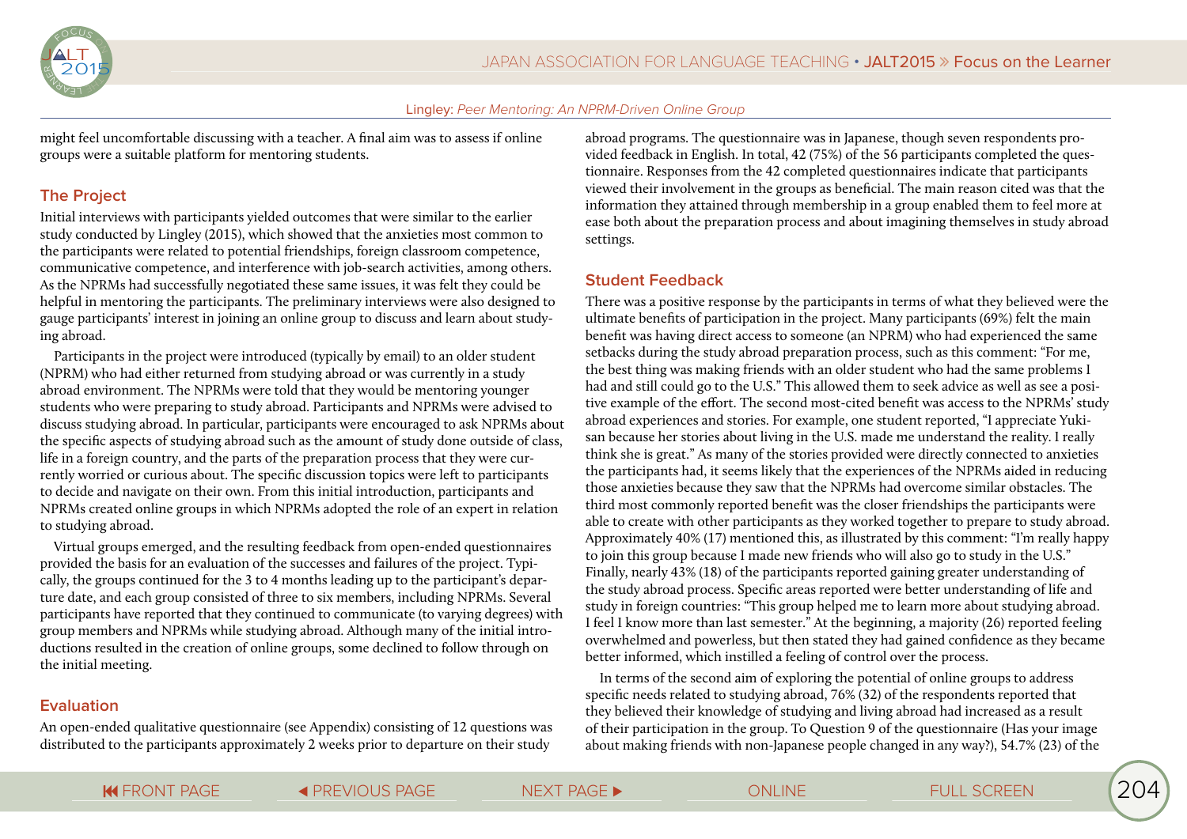might feel uncomfortable discussing with a teacher. A final aim was to assess if online groups were a suitable platform for mentoring students.

## The Project

Initial interviews with participants yielded outcomes that were similar to the earlier study conducted by Lingley (2015), which showed that the anxieties most common to the participants were related to potential friendships, foreign classroom competence, communicative competence, and interference with job-search activities, among others. As the NPRMs had successfully negotiated these same issues, it was felt they could be helpful in mentoring the participants. The preliminary interviews were also designed to gauge participants' interest in joining an online group to discuss and learn about studying abroad.

Participants in the project were introduced (typically by email) to an older student (NPRM) who had either returned from studying abroad or was currently in a study abroad environment. The NPRMs were told that they would be mentoring younger students who were preparing to study abroad. Participants and NPRMs were advised to discuss studying abroad. In particular, participants were encouraged to ask NPRMs about the specific aspects of studying abroad such as the amount of study done outside of class, life in a foreign country, and the parts of the preparation process that they were currently worried or curious about. The specific discussion topics were left to participants to decide and navigate on their own. From this initial introduction, participants and NPRMs created online groups in which NPRMs adopted the role of an expert in relation to studying abroad.

Virtual groups emerged, and the resulting feedback from open-ended questionnaires provided the basis for an evaluation of the successes and failures of the project. Typically, the groups continued for the 3 to 4 months leading up to the participant's departure date, and each group consisted of three to six members, including NPRMs. Several participants have reported that they continued to communicate (to varying degrees) with group members and NPRMs while studying abroad. Although many of the initial introductions resulted in the creation of online groups, some declined to follow through on the initial meeting.

## Evaluation

An open-ended qualitative questionnaire (see Appendix) consisting of 12 questions was distributed to the participants approximately 2 weeks prior to departure on their study abroad programs. The questionnaire was in Japanese, though seven respondents provided feedback in English. In total, 42 (75%) of the 56 participants completed the questionnaire. Responses from the 42 completed questionnaires indicate that participants viewed their involvement in the groups as beneficial. The main reason cited was that the information they attained through membership in a group enabled them to feel more at ease both about the preparation process and about imagining themselves in study abroad settings.

## Student Feedback

There was a positive response by the participants in terms of what they believed were the ultimate benefits of participation in the project. Many participants (69%) felt the main benefit was having direct access to someone (an NPRM) who had experienced the same setbacks during the study abroad preparation process, such as this comment: "For me, the best thing was making friends with an older student who had the same problems I had and still could go to the U.S." This allowed them to seek advice as well as see a positive example of the effort. The second most-cited benefit was access to the NPRMs' study abroad experiences and stories. For example, one student reported, "I appreciate Yuki-san because her stories about living in the U.S. made me understand the reality. I really think she is great." As many of the stories provided were directly connected to anxieties the participants had, it seems likely that the experiences of the NPRMs aided in reducing those anxieties because they saw that the NPRMs had overcome similar obstacles. The third most commonly reported benefit was the closer friendships the participants were able to create with other participants as they worked together to prepare to study abroad. Approximately 40% (17) mentioned this, as illustrated by this comment: "I'm really happy to join this group because I made new friends who will also go to study in the U.S." Finally, nearly 43% (18) of the participants reported gaining greater understanding of the study abroad process. Specific areas reported were better understanding of life and study in foreign countries: "This group helped me to learn more about studying abroad. I feel I know more than last semester." At the beginning, a majority (26) reported feeling overwhelmed and powerless, but then stated they had gained confidence as they became better informed, which instilled a feeling of control over the process.

In terms of the second aim of exploring the potential of online groups to address specific needs related to studying abroad, 76% (32) of the respondents reported that they believed their knowledge of studying and living abroad had increased as a result of their participation in the group. To Question 9 of the questionnaire (Has your image about making friends with non-Japanese people changed in any way?), 54.7% (23) of the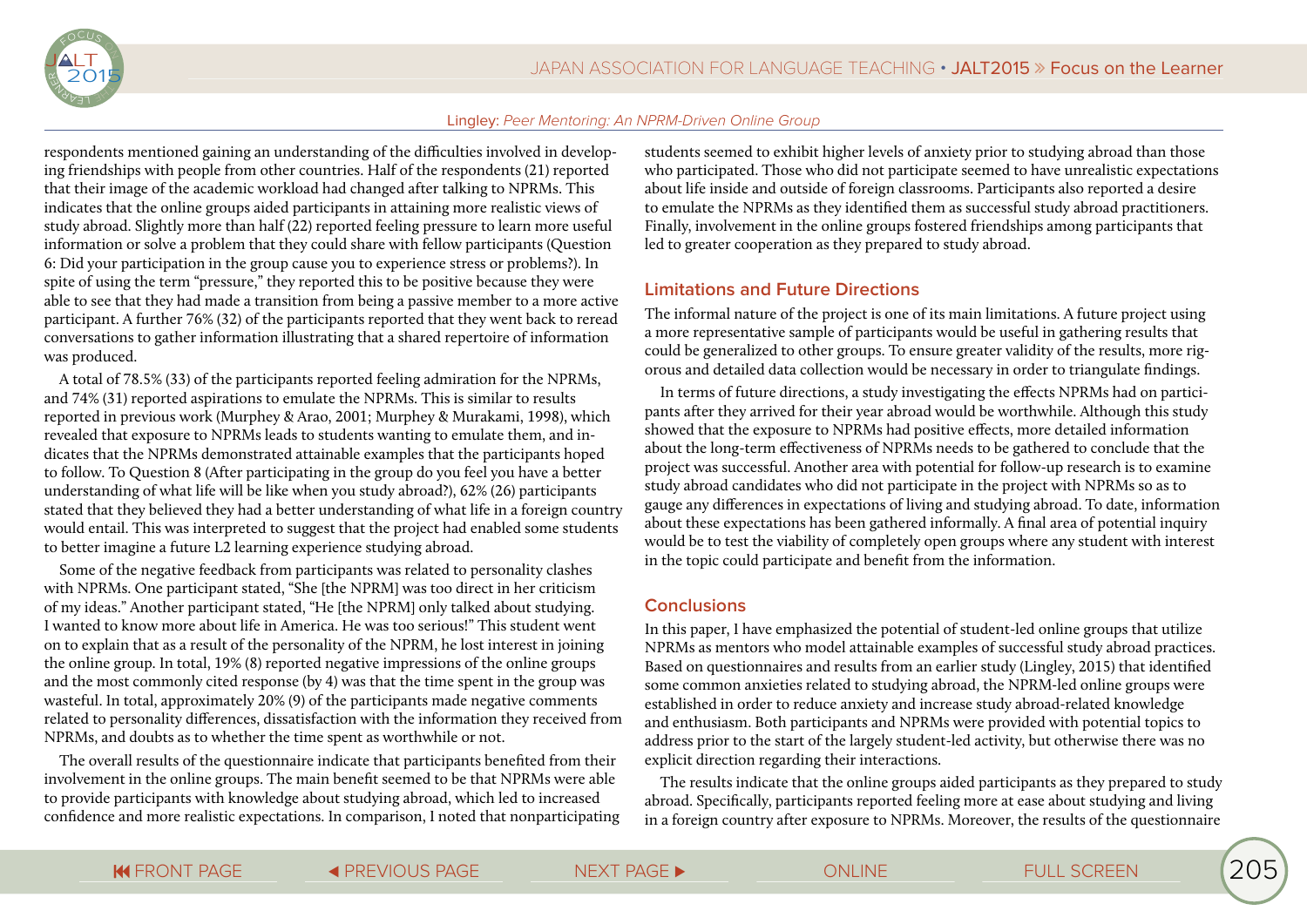respondents mentioned gaining an understanding of the difficulties involved in developing friendships with people from other countries. Half of the respondents (21) reported that their image of the academic workload had changed after talking to NPRMs. This indicates that the online groups aided participants in attaining more realistic views of study abroad. Slightly more than half (22) reported feeling pressure to learn more useful information or solve a problem that they could share with fellow participants (Question 6: Did your participation in the group cause you to experience stress or problems?). In spite of using the term "pressure," they reported this to be positive because they were able to see that they had made a transition from being a passive member to a more active participant. A further 76% (32) of the participants reported that they went back to reread conversations to gather information illustrating that a shared repertoire of information was produced.

A total of 78.5% (33) of the participants reported feeling admiration for the NPRMs, and 74% (31) reported aspirations to emulate the NPRMs. This is similar to results reported in previous work (Murphey & Arao, 2001; Murphey & Murakami, 1998), which revealed that exposure to NPRMs leads to students wanting to emulate them, and indicates that the NPRMs demonstrated attainable examples that the participants hoped to follow. To Question 8 (After participating in the group do you feel you have a better understanding of what life will be like when you study abroad?), 62% (26) participants stated that they believed they had a better understanding of what life in a foreign country would entail. This was interpreted to suggest that the project had enabled some students to better imagine a future L2 learning experience studying abroad.

Some of the negative feedback from participants was related to personality clashes with NPRMs. One participant stated, "She [the NPRM] was too direct in her criticism of my ideas." Another participant stated, "He [the NPRM] only talked about studying. I wanted to know more about life in America. He was too serious!" This student went on to explain that as a result of the personality of the NPRM, he lost interest in joining the online group. In total, 19% (8) reported negative impressions of the online groups and the most commonly cited response (by 4) was that the time spent in the group was wasteful. In total, approximately 20% (9) of the participants made negative comments related to personality differences, dissatisfaction with the information they received from NPRMs, and doubts as to whether the time spent as worthwhile or not.

The overall results of the questionnaire indicate that participants benefited from their involvement in the online groups. The main benefit seemed to be that NPRMs were able to provide participants with knowledge about studying abroad, which led to increased confidence and more realistic expectations. In comparison, I noted that nonparticipating students seemed to exhibit higher levels of anxiety prior to studying abroad than those who participated. Those who did not participate seemed to have unrealistic expectations about life inside and outside of foreign classrooms. Participants also reported a desire to emulate the NPRMs as they identified them as successful study abroad practitioners. Finally, involvement in the online groups fostered friendships among participants that led to greater cooperation as they prepared to study abroad.

## Limitations and Future Directions

The informal nature of the project is one of its main limitations. A future project using a more representative sample of participants would be useful in gathering results that could be generalized to other groups. To ensure greater validity of the results, more rigorous and detailed data collection would be necessary in order to triangulate findings.

In terms of future directions, a study investigating the effects NPRMs had on participants after they arrived for their year abroad would be worthwhile. Although this study showed that the exposure to NPRMs had positive effects, more detailed information about the long-term effectiveness of NPRMs needs to be gathered to conclude that the project was successful. Another area with potential for follow-up research is to examine study abroad candidates who did not participate in the project with NPRMs so as to gauge any differences in expectations of living and studying abroad. To date, information about these expectations has been gathered informally. A final area of potential inquiry would be to test the viability of completely open groups where any student with interest in the topic could participate and benefit from the information.

## Conclusions

In this paper, I have emphasized the potential of student-led online groups that utilize NPRMs as mentors who model attainable examples of successful study abroad practices. Based on questionnaires and results from an earlier study (Lingley, 2015) that identified some common anxieties related to studying abroad, the NPRM-led online groups were established in order to reduce anxiety and increase study abroad-related knowledge and enthusiasm. Both participants and NPRMs were provided with potential topics to address prior to the start of the largely student-led activity, but otherwise there was no explicit direction regarding their interactions.

The results indicate that the online groups aided participants as they prepared to study abroad. Specifically, participants reported feeling more at ease about studying and living in a foreign country after exposure to NPRMs. Moreover, the results of the questionnaire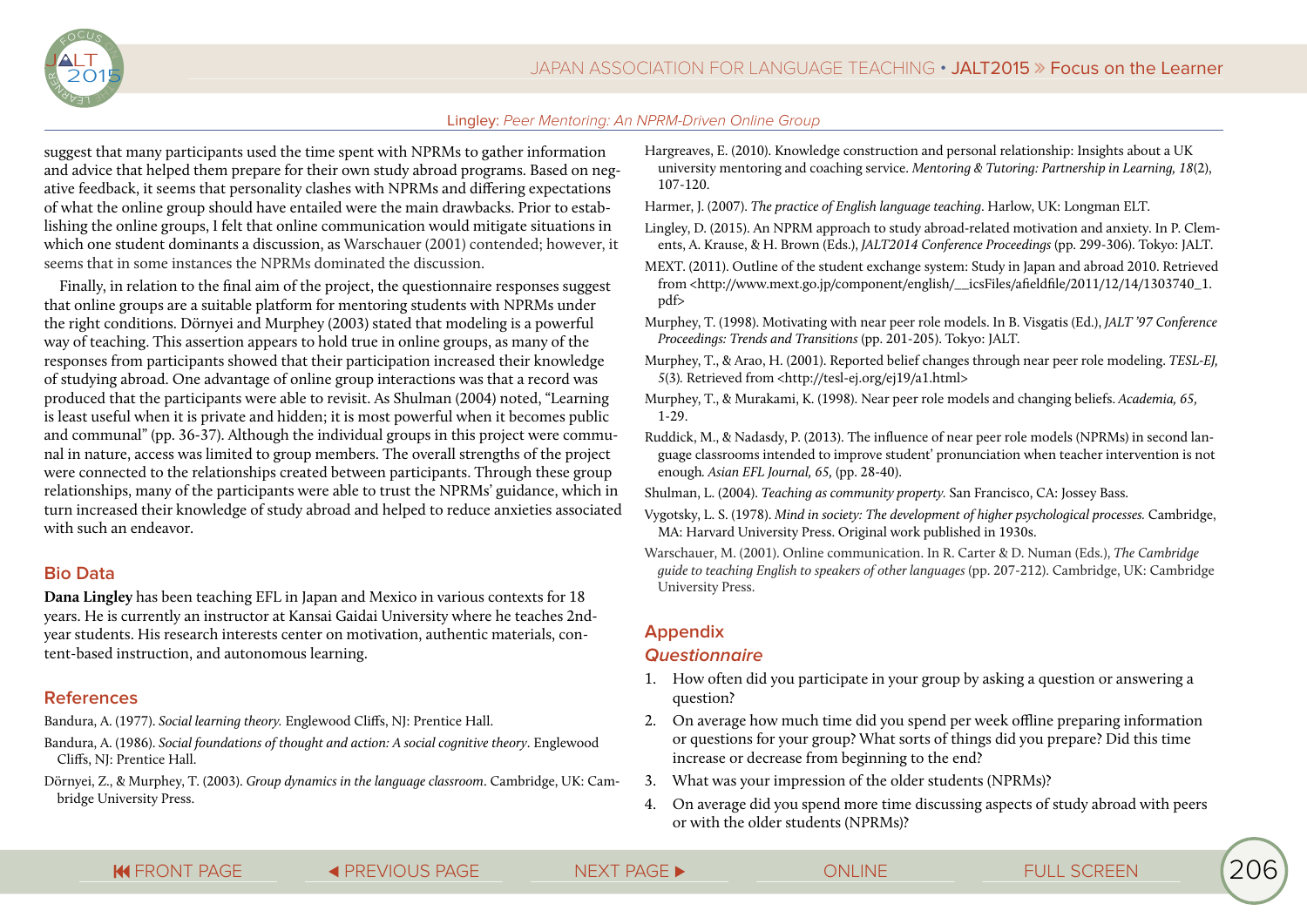suggest that many participants used the time spent with NPRMs to gather information and advice that helped them prepare for their own study abroad programs. Based on negative feedback, it seems that personality clashes with NPRMs and differing expectations of what the online group should have entailed were the main drawbacks. Prior to establishing the online groups, I felt that online communication would mitigate situations in which one student dominants a discussion, as Warschauer (2001) contended; however, it seems that in some instances the NPRMs dominated the discussion.

Finally, in relation to the final aim of the project, the questionnaire responses suggest that online groups are a suitable platform for mentoring students with NPRMs under the right conditions. Dörnyei and Murphey (2003) stated that modeling is a powerful way of teaching. This assertion appears to hold true in online groups, as many of the responses from participants showed that their participation increased their knowledge of studying abroad. One advantage of online group interactions was that a record was produced that the participants were able to revisit. As Shulman (2004) noted, "Learning is least useful when it is private and hidden; it is most powerful when it becomes public and communal" (pp. 36-37). Although the individual groups in this project were communal in nature, access was limited to group members. The overall strengths of the project were connected to the relationships created between participants. Through these group relationships, many of the participants were able to trust the NPRMs' guidance, which in turn increased their knowledge of study abroad and helped to reduce anxieties associated with such an endeavor.

## Bio Data

**Dana Lingley** has been teaching EFL in Japan and Mexico in various contexts for 18 years. He is currently an instructor at Kansai Gaidai University where he teaches 2nd-year students. His research interests center on motivation, authentic materials, content-based instruction, and autonomous learning.

## References

Bandura, A. (1977). *Social learning theory.* Englewood Cliffs, NJ: Prentice Hall.

Bandura, A. (1986). *Social foundations of thought and action: A social cognitive theory*. Englewood Cliffs, NJ: Prentice Hall.

Dörnyei, Z., & Murphey, T. (2003). *Group dynamics in the language classroom*. Cambridge, UK: Cambridge University Press.

Hargreaves, E. (2010). Knowledge construction and personal relationship: Insights about a UK university mentoring and coaching service. *Mentoring & Tutoring: Partnership in Learning, 18*(2), 107-120.

Harmer, J. (2007). *The practice of English language teaching*. Harlow, UK: Longman ELT.

Lingley, D. (2015). An NPRM approach to study abroad-related motivation and anxiety. In P. Clements, A. Krause, & H. Brown (Eds.), *JALT2014 Conference Proceedings* (pp. 299-306). Tokyo: JALT.

MEXT. (2011). Outline of the student exchange system: Study in Japan and abroad 2010. Retrieved from <http://www.mext.go.jp/component/english/__icsFiles/afieldfile/2011/12/14/1303740_1.pdf>

Murphey, T. (1998). Motivating with near peer role models. In B. Visgatis (Ed.), *JALT '97 Conference Proceedings: Trends and Transitions* (pp. 201-205). Tokyo: JALT.

Murphey, T., & Arao, H. (2001). Reported belief changes through near peer role modeling. *TESL-EJ, 5*(3). Retrieved from <http://tesl-ej.org/ej19/a1.html>

Murphey, T., & Murakami, K. (1998). Near peer role models and changing beliefs. *Academia, 65,* 1-29.

Ruddick, M., & Nadasdy, P. (2013). The influence of near peer role models (NPRMs) in second language classrooms intended to improve student' pronunciation when teacher intervention is not enough. *Asian EFL Journal, 65,* (pp. 28-40).

Shulman, L. (2004). *Teaching as community property.* San Francisco, CA: Jossey Bass.

Vygotsky, L. S. (1978). *Mind in society: The development of higher psychological processes.* Cambridge, MA: Harvard University Press. Original work published in 1930s.

Warschauer, M. (2001). Online communication. In R. Carter & D. Numan (Eds.), *The Cambridge guide to teaching English to speakers of other languages* (pp. 207-212). Cambridge, UK: Cambridge University Press.

## Appendix

### *Questionnaire*

1. How often did you participate in your group by asking a question or answering a question?
2. On average how much time did you spend per week offline preparing information or questions for your group? What sorts of things did you prepare? Did this time increase or decrease from beginning to the end?
3. What was your impression of the older students (NPRMs)?
4. On average did you spend more time discussing aspects of study abroad with peers or with the older students (NPRMs)?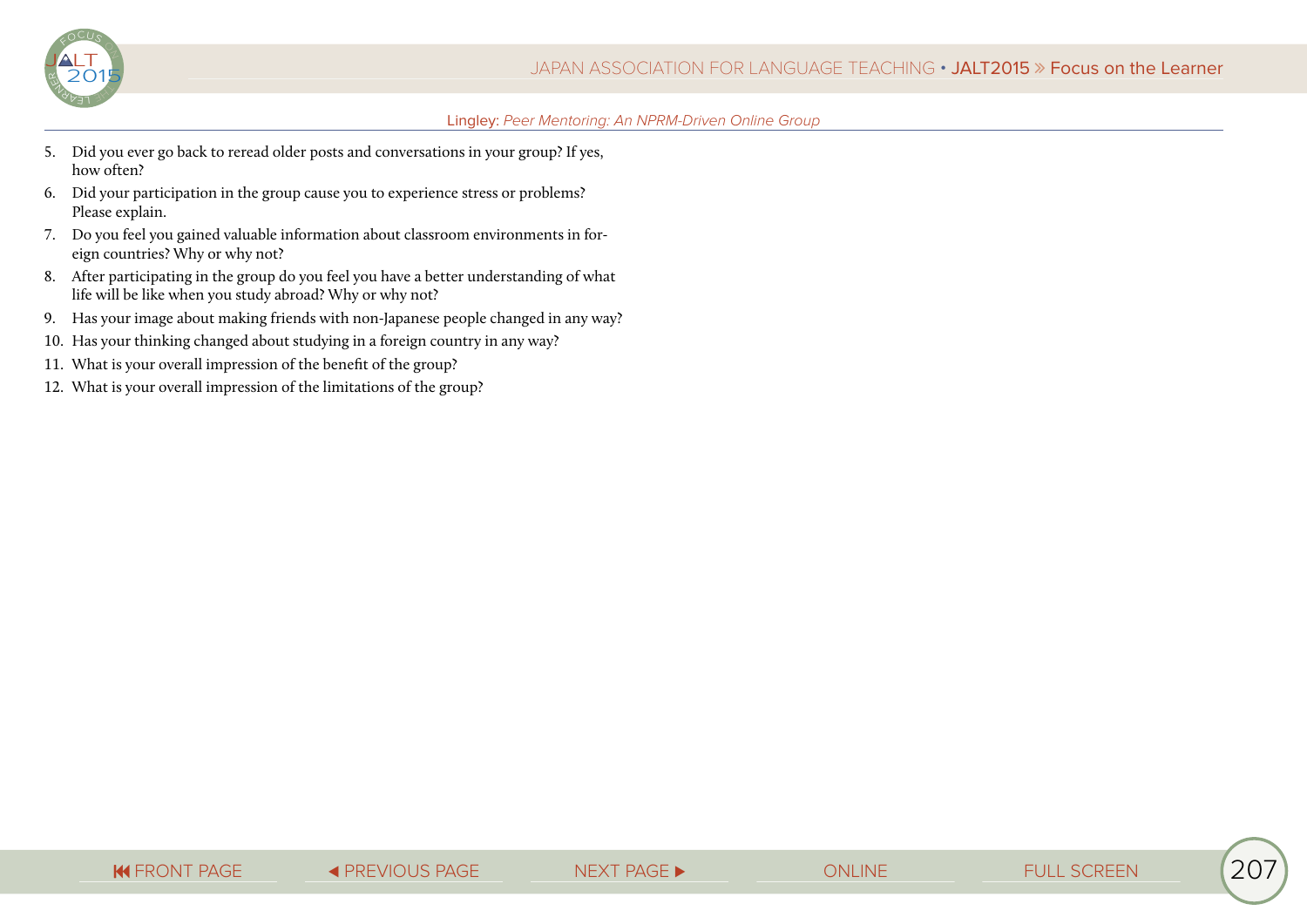5. Did you ever go back to reread older posts and conversations in your group? If yes, how often?
6. Did your participation in the group cause you to experience stress or problems? Please explain.
7. Do you feel you gained valuable information about classroom environments in foreign countries? Why or why not?
8. After participating in the group do you feel you have a better understanding of what life will be like when you study abroad? Why or why not?
9. Has your image about making friends with non-Japanese people changed in any way?
10. Has your thinking changed about studying in a foreign country in any way?
11. What is your overall impression of the benefit of the group?
12. What is your overall impression of the limitations of the group?